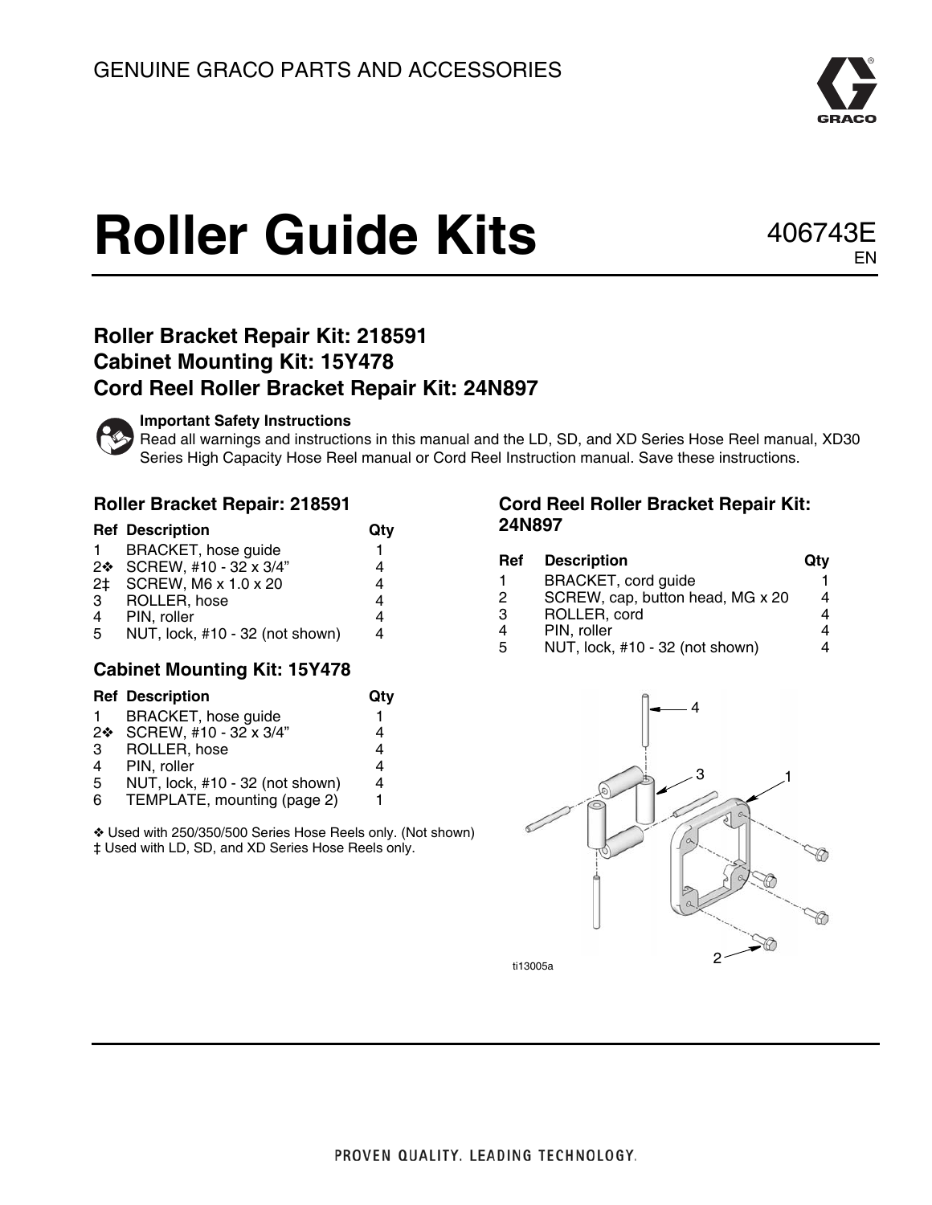GENUINE GRACO PARTS AND ACCESSORIES

# Roller Guide Kits

406743E
EN

## Roller Bracket Repair Kit: 218591
## Cabinet Mounting Kit: 15Y478
## Cord Reel Roller Bracket Repair Kit: 24N897

**Important Safety Instructions**
Read all warnings and instructions in this manual and the LD, SD, and XD Series Hose Reel manual, XD30 Series High Capacity Hose Reel manual or Cord Reel Instruction manual. Save these instructions.

### Roller Bracket Repair: 218591

| Ref | Description | Qty |
|---|---|---|
| 1 | BRACKET, hose guide | 1 |
| 2❖ | SCREW, #10 - 32 x 3/4” | 4 |
| 2‡ | SCREW, M6 x 1.0 x 20 | 4 |
| 3 | ROLLER, hose | 4 |
| 4 | PIN, roller | 4 |
| 5 | NUT, lock, #10 - 32 (not shown) | 4 |

### Cabinet Mounting Kit: 15Y478

| Ref | Description | Qty |
|---|---|---|
| 1 | BRACKET, hose guide | 1 |
| 2❖ | SCREW, #10 - 32 x 3/4” | 4 |
| 3 | ROLLER, hose | 4 |
| 4 | PIN, roller | 4 |
| 5 | NUT, lock, #10 - 32 (not shown) | 4 |
| 6 | TEMPLATE, mounting (page 2) | 1 |

❖ Used with 250/350/500 Series Hose Reels only. (Not shown)
‡ Used with LD, SD, and XD Series Hose Reels only.

### Cord Reel Roller Bracket Repair Kit: 24N897

| Ref | Description | Qty |
|---|---|---|
| 1 | BRACKET, cord guide | 1 |
| 2 | SCREW, cap, button head, MG x 20 | 4 |
| 3 | ROLLER, cord | 4 |
| 4 | PIN, roller | 4 |
| 5 | NUT, lock, #10 - 32 (not shown) | 4 |

ti13005a

PROVEN QUALITY. LEADING TECHNOLOGY.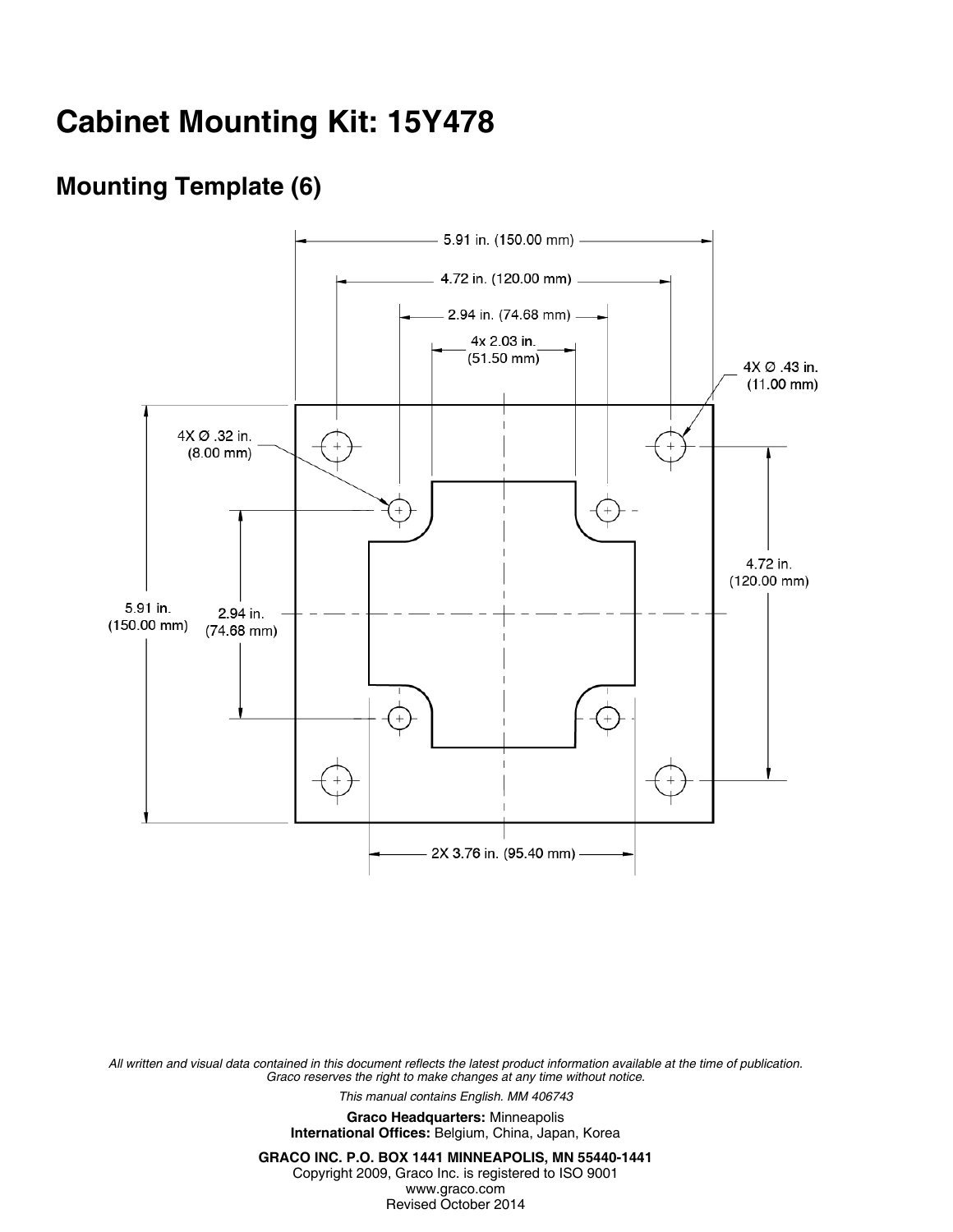# Cabinet Mounting Kit: 15Y478

## Mounting Template (6)

5.91 in. (150.00 mm)

4.72 in. (120.00 mm)

2.94 in. (74.68 mm)

4x 2.03 in.
(51.50 mm)

4X Ø .43 in.
(11.00 mm)

4X Ø .32 in.
(8.00 mm)

4.72 in.
(120.00 mm)

5.91 in.
(150.00 mm)

2.94 in.
(74.68 mm)

2X 3.76 in. (95.40 mm)

*All written and visual data contained in this document reflects the latest product information available at the time of publication. Graco reserves the right to make changes at any time without notice.*

*This manual contains English. MM 406743*

**Graco Headquarters:** Minneapolis
**International Offices:** Belgium, China, Japan, Korea

**GRACO INC. P.O. BOX 1441 MINNEAPOLIS, MN 55440-1441**
Copyright 2009, Graco Inc. is registered to ISO 9001
www.graco.com
Revised October 2014